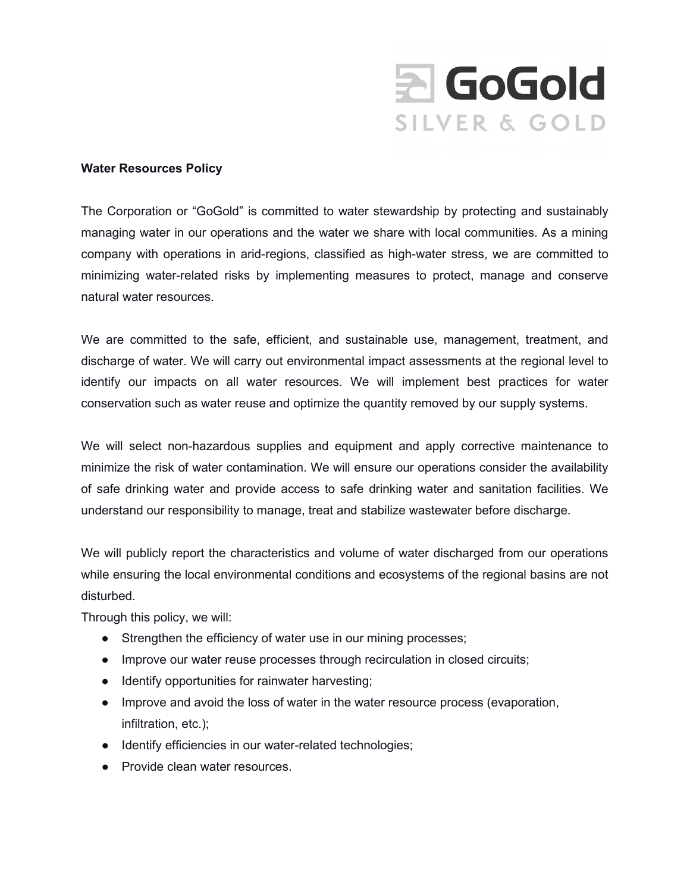GoGold SILVER & GOLD

**Water Resources Policy**

The Corporation or "GoGold" is committed to water stewardship by protecting and sustainably managing water in our operations and the water we share with local communities. As a mining company with operations in arid-regions, classified as high-water stress, we are committed to minimizing water-related risks by implementing measures to protect, manage and conserve natural water resources.

We are committed to the safe, efficient, and sustainable use, management, treatment, and discharge of water. We will carry out environmental impact assessments at the regional level to identify our impacts on all water resources. We will implement best practices for water conservation such as water reuse and optimize the quantity removed by our supply systems.

We will select non-hazardous supplies and equipment and apply corrective maintenance to minimize the risk of water contamination. We will ensure our operations consider the availability of safe drinking water and provide access to safe drinking water and sanitation facilities. We understand our responsibility to manage, treat and stabilize wastewater before discharge.

We will publicly report the characteristics and volume of water discharged from our operations while ensuring the local environmental conditions and ecosystems of the regional basins are not disturbed.

Through this policy, we will:

- Strengthen the efficiency of water use in our mining processes;
- Improve our water reuse processes through recirculation in closed circuits;
- Identify opportunities for rainwater harvesting;
- Improve and avoid the loss of water in the water resource process (evaporation, infiltration, etc.);
- Identify efficiencies in our water-related technologies;
- Provide clean water resources.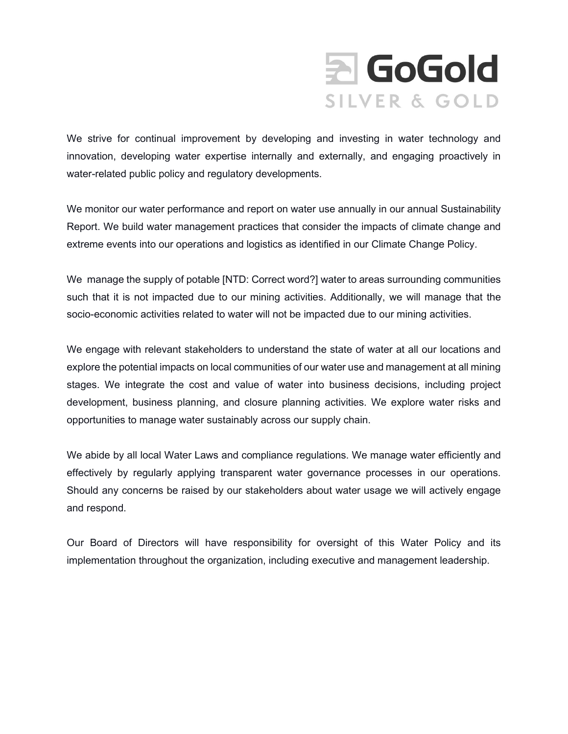We strive for continual improvement by developing and investing in water technology and innovation, developing water expertise internally and externally, and engaging proactively in water-related public policy and regulatory developments.

We monitor our water performance and report on water use annually in our annual Sustainability Report. We build water management practices that consider the impacts of climate change and extreme events into our operations and logistics as identified in our Climate Change Policy.

We  manage the supply of potable [NTD: Correct word?] water to areas surrounding communities such that it is not impacted due to our mining activities. Additionally, we will manage that the socio-economic activities related to water will not be impacted due to our mining activities.

We engage with relevant stakeholders to understand the state of water at all our locations and explore the potential impacts on local communities of our water use and management at all mining stages. We integrate the cost and value of water into business decisions, including project development, business planning, and closure planning activities. We explore water risks and opportunities to manage water sustainably across our supply chain.

We abide by all local Water Laws and compliance regulations. We manage water efficiently and effectively by regularly applying transparent water governance processes in our operations. Should any concerns be raised by our stakeholders about water usage we will actively engage and respond.

Our Board of Directors will have responsibility for oversight of this Water Policy and its implementation throughout the organization, including executive and management leadership.